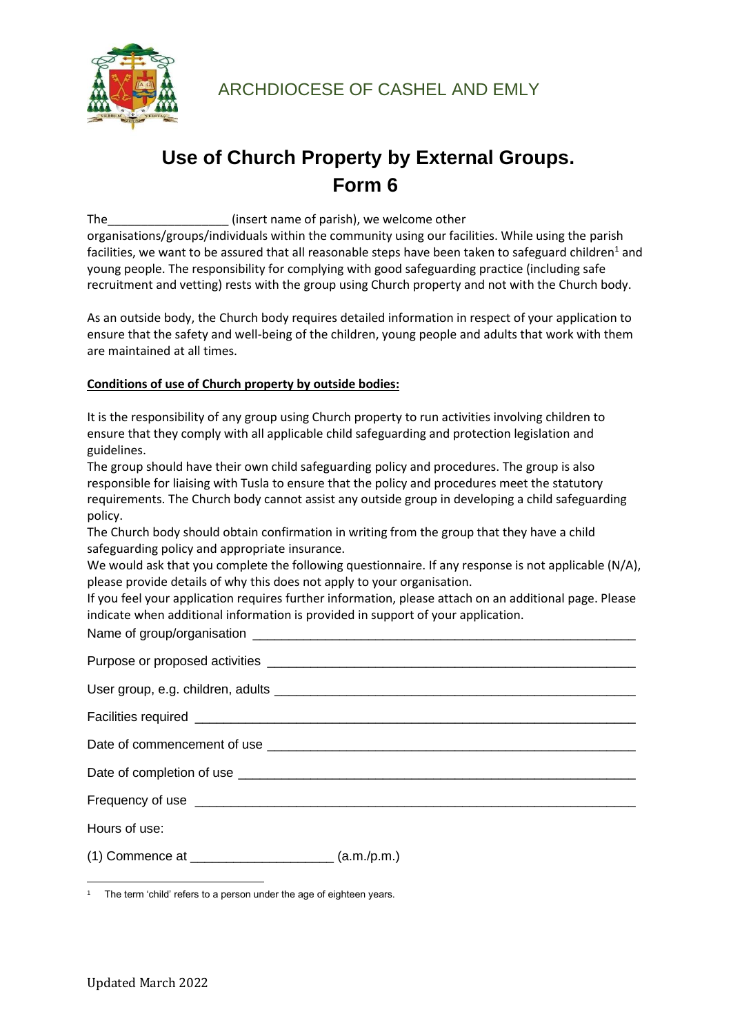ARCHDIOCESE OF CASHEL AND EMLY

# Use of Church Property by External Groups.
# Form 6

The__________________ (insert name of parish), we welcome other organisations/groups/individuals within the community using our facilities. While using the parish facilities, we want to be assured that all reasonable steps have been taken to safeguard children[1] and young people. The responsibility for complying with good safeguarding practice (including safe recruitment and vetting) rests with the group using Church property and not with the Church body.

As an outside body, the Church body requires detailed information in respect of your application to ensure that the safety and well-being of the children, young people and adults that work with them are maintained at all times.

**Conditions of use of Church property by outside bodies:**

It is the responsibility of any group using Church property to run activities involving children to ensure that they comply with all applicable child safeguarding and protection legislation and guidelines.

The group should have their own child safeguarding policy and procedures. The group is also responsible for liaising with Tusla to ensure that the policy and procedures meet the statutory requirements. The Church body cannot assist any outside group in developing a child safeguarding policy.

The Church body should obtain confirmation in writing from the group that they have a child safeguarding policy and appropriate insurance.

We would ask that you complete the following questionnaire. If any response is not applicable (N/A), please provide details of why this does not apply to your organisation.

If you feel your application requires further information, please attach on an additional page. Please indicate when additional information is provided in support of your application.

Name of group/organisation ________________________________________________________

Purpose or proposed activities ______________________________________________________

User group, e.g. children, adults ____________________________________________________

Facilities required _______________________________________________________________

Date of commencement of use ______________________________________________________

Date of completion of use _________________________________________________________

Frequency of use ________________________________________________________________

Hours of use:

(1) Commence at ___________________ (a.m./p.m.)

[1] The term 'child' refers to a person under the age of eighteen years.

Updated March 2022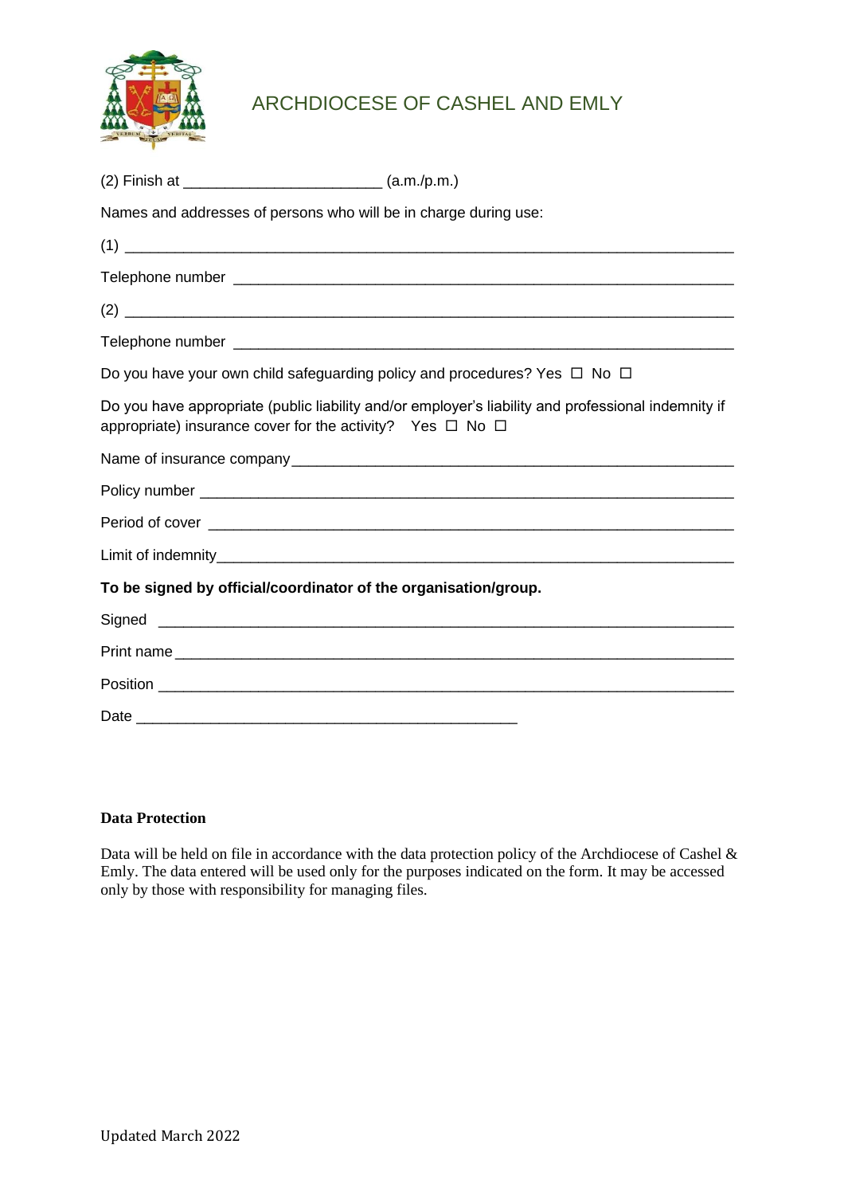ARCHDIOCESE OF CASHEL AND EMLY

(2) Finish at ________________________ (a.m./p.m.)

Names and addresses of persons who will be in charge during use:

(1) ___________________________________________________________________________

Telephone number ____________________________________________________________

(2) ___________________________________________________________________________

Telephone number ____________________________________________________________

Do you have your own child safeguarding policy and procedures? Yes ☐ No ☐

Do you have appropriate (public liability and/or employer's liability and professional indemnity if appropriate) insurance cover for the activity? Yes ☐ No ☐

Name of insurance company____________________________________________________

Policy number _______________________________________________________________

Period of cover ______________________________________________________________

Limit of indemnity____________________________________________________________

**To be signed by official/coordinator of the organisation/group.**

Signed ____________________________________________________________________

Print name _________________________________________________________________

Position ___________________________________________________________________

Date ______________________________________________

**Data Protection**

Data will be held on file in accordance with the data protection policy of the Archdiocese of Cashel & Emly. The data entered will be used only for the purposes indicated on the form. It may be accessed only by those with responsibility for managing files.

Updated March 2022